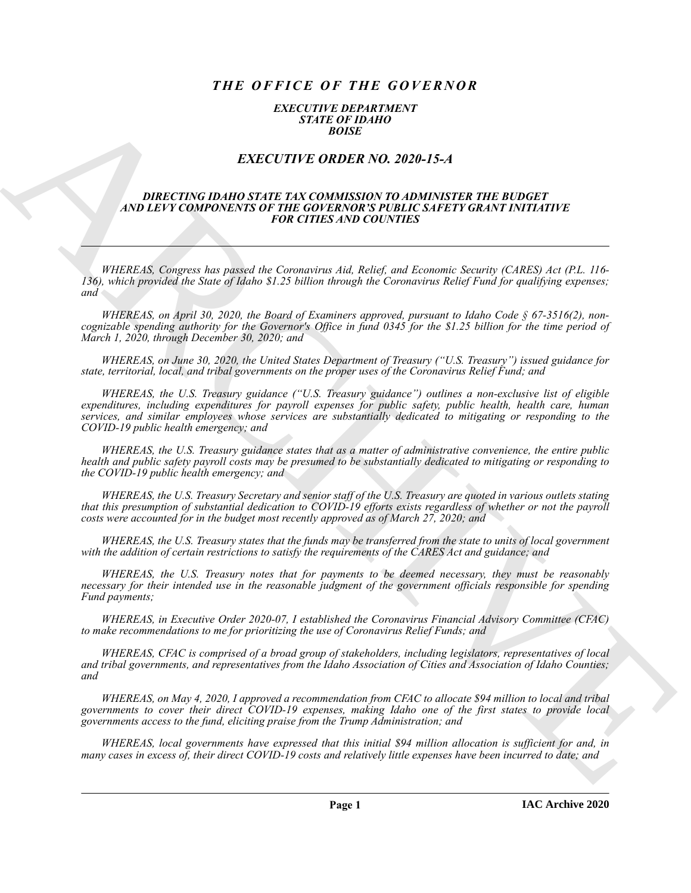# *THE OFFICE OF THE GOVERNOR*

***EXECUTIVE DEPARTMENT***
***STATE OF IDAHO***
***BOISE***

## *EXECUTIVE ORDER NO. 2020-15-A*

### *DIRECTING IDAHO STATE TAX COMMISSION TO ADMINISTER THE BUDGET AND LEVY COMPONENTS OF THE GOVERNOR'S PUBLIC SAFETY GRANT INITIATIVE FOR CITIES AND COUNTIES*

---

*WHEREAS, Congress has passed the Coronavirus Aid, Relief, and Economic Security (CARES) Act (P.L. 116-136), which provided the State of Idaho $1.25 billion through the Coronavirus Relief Fund for qualifying expenses; and*

*WHEREAS, on April 30, 2020, the Board of Examiners approved, pursuant to Idaho Code § 67-3516(2), non-cognizable spending authority for the Governor's Office in fund 0345 for the $1.25 billion for the time period of March 1, 2020, through December 30, 2020; and*

*WHEREAS, on June 30, 2020, the United States Department of Treasury ("U.S. Treasury") issued guidance for state, territorial, local, and tribal governments on the proper uses of the Coronavirus Relief Fund; and*

*WHEREAS, the U.S. Treasury guidance ("U.S. Treasury guidance") outlines a non-exclusive list of eligible expenditures, including expenditures for payroll expenses for public safety, public health, health care, human services, and similar employees whose services are substantially dedicated to mitigating or responding to the COVID-19 public health emergency; and*

*WHEREAS, the U.S. Treasury guidance states that as a matter of administrative convenience, the entire public health and public safety payroll costs may be presumed to be substantially dedicated to mitigating or responding to the COVID-19 public health emergency; and*

*WHEREAS, the U.S. Treasury Secretary and senior staff of the U.S. Treasury are quoted in various outlets stating that this presumption of substantial dedication to COVID-19 efforts exists regardless of whether or not the payroll costs were accounted for in the budget most recently approved as of March 27, 2020; and*

*WHEREAS, the U.S. Treasury states that the funds may be transferred from the state to units of local government with the addition of certain restrictions to satisfy the requirements of the CARES Act and guidance; and*

*WHEREAS, the U.S. Treasury notes that for payments to be deemed necessary, they must be reasonably necessary for their intended use in the reasonable judgment of the government officials responsible for spending Fund payments;*

*WHEREAS, in Executive Order 2020-07, I established the Coronavirus Financial Advisory Committee (CFAC) to make recommendations to me for prioritizing the use of Coronavirus Relief Funds; and*

*WHEREAS, CFAC is comprised of a broad group of stakeholders, including legislators, representatives of local and tribal governments, and representatives from the Idaho Association of Cities and Association of Idaho Counties; and*

*WHEREAS, on May 4, 2020, I approved a recommendation from CFAC to allocate $94 million to local and tribal governments to cover their direct COVID-19 expenses, making Idaho one of the first states to provide local governments access to the fund, eliciting praise from the Trump Administration; and*

*WHEREAS, local governments have expressed that this initial $94 million allocation is sufficient for and, in many cases in excess of, their direct COVID-19 costs and relatively little expenses have been incurred to date; and*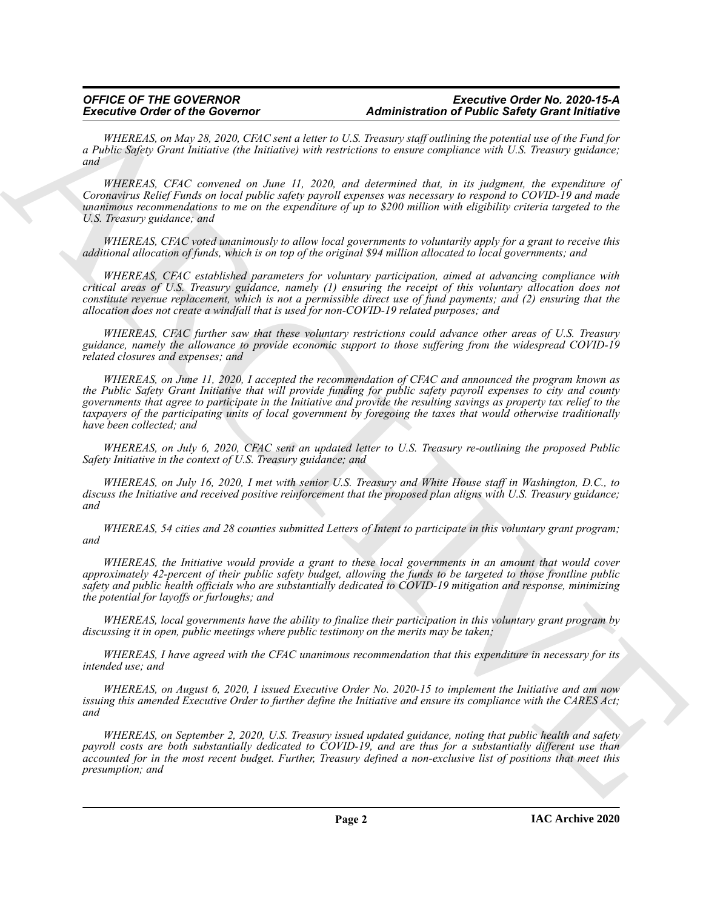*WHEREAS, on May 28, 2020, CFAC sent a letter to U.S. Treasury staff outlining the potential use of the Fund for a Public Safety Grant Initiative (the Initiative) with restrictions to ensure compliance with U.S. Treasury guidance; and*

*WHEREAS, CFAC convened on June 11, 2020, and determined that, in its judgment, the expenditure of Coronavirus Relief Funds on local public safety payroll expenses was necessary to respond to COVID-19 and made unanimous recommendations to me on the expenditure of up to $200 million with eligibility criteria targeted to the U.S. Treasury guidance; and*

*WHEREAS, CFAC voted unanimously to allow local governments to voluntarily apply for a grant to receive this additional allocation of funds, which is on top of the original $94 million allocated to local governments; and*

*WHEREAS, CFAC established parameters for voluntary participation, aimed at advancing compliance with critical areas of U.S. Treasury guidance, namely (1) ensuring the receipt of this voluntary allocation does not constitute revenue replacement, which is not a permissible direct use of fund payments; and (2) ensuring that the allocation does not create a windfall that is used for non-COVID-19 related purposes; and*

*WHEREAS, CFAC further saw that these voluntary restrictions could advance other areas of U.S. Treasury guidance, namely the allowance to provide economic support to those suffering from the widespread COVID-19 related closures and expenses; and*

*WHEREAS, on June 11, 2020, I accepted the recommendation of CFAC and announced the program known as the Public Safety Grant Initiative that will provide funding for public safety payroll expenses to city and county governments that agree to participate in the Initiative and provide the resulting savings as property tax relief to the taxpayers of the participating units of local government by foregoing the taxes that would otherwise traditionally have been collected; and*

*WHEREAS, on July 6, 2020, CFAC sent an updated letter to U.S. Treasury re-outlining the proposed Public Safety Initiative in the context of U.S. Treasury guidance; and*

*WHEREAS, on July 16, 2020, I met with senior U.S. Treasury and White House staff in Washington, D.C., to discuss the Initiative and received positive reinforcement that the proposed plan aligns with U.S. Treasury guidance; and*

*WHEREAS, 54 cities and 28 counties submitted Letters of Intent to participate in this voluntary grant program; and*

*WHEREAS, the Initiative would provide a grant to these local governments in an amount that would cover approximately 42-percent of their public safety budget, allowing the funds to be targeted to those frontline public safety and public health officials who are substantially dedicated to COVID-19 mitigation and response, minimizing the potential for layoffs or furloughs; and*

*WHEREAS, local governments have the ability to finalize their participation in this voluntary grant program by discussing it in open, public meetings where public testimony on the merits may be taken;*

*WHEREAS, I have agreed with the CFAC unanimous recommendation that this expenditure in necessary for its intended use; and*

*WHEREAS, on August 6, 2020, I issued Executive Order No. 2020-15 to implement the Initiative and am now issuing this amended Executive Order to further define the Initiative and ensure its compliance with the CARES Act; and*

*WHEREAS, on September 2, 2020, U.S. Treasury issued updated guidance, noting that public health and safety payroll costs are both substantially dedicated to COVID-19, and are thus for a substantially different use than accounted for in the most recent budget. Further, Treasury defined a non-exclusive list of positions that meet this presumption; and*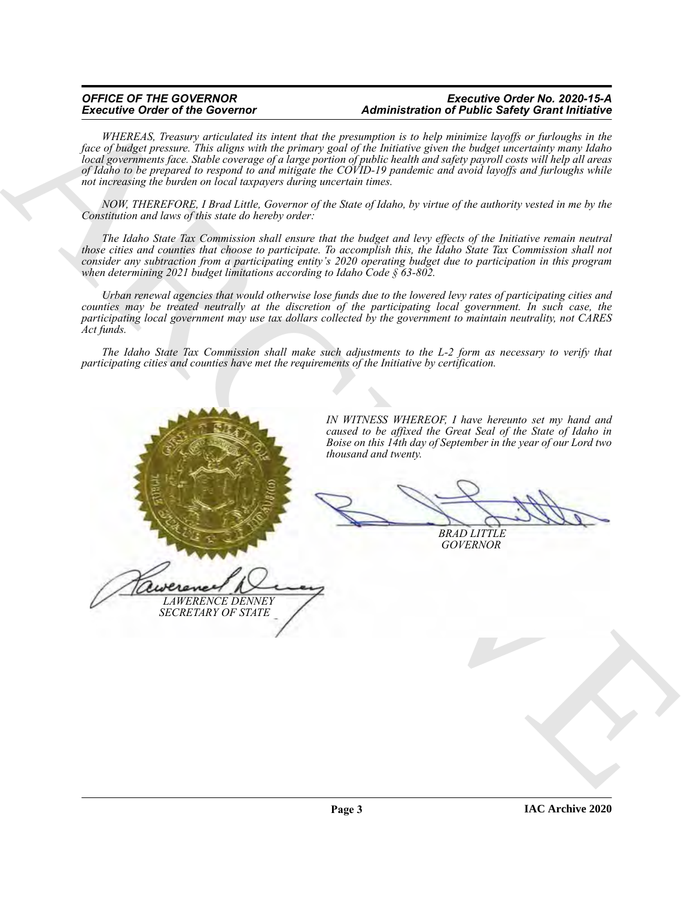*WHEREAS, Treasury articulated its intent that the presumption is to help minimize layoffs or furloughs in the face of budget pressure. This aligns with the primary goal of the Initiative given the budget uncertainty many Idaho local governments face. Stable coverage of a large portion of public health and safety payroll costs will help all areas of Idaho to be prepared to respond to and mitigate the COVID-19 pandemic and avoid layoffs and furloughs while not increasing the burden on local taxpayers during uncertain times.*

*NOW, THEREFORE, I Brad Little, Governor of the State of Idaho, by virtue of the authority vested in me by the Constitution and laws of this state do hereby order:*

*The Idaho State Tax Commission shall ensure that the budget and levy effects of the Initiative remain neutral those cities and counties that choose to participate. To accomplish this, the Idaho State Tax Commission shall not consider any subtraction from a participating entity's 2020 operating budget due to participation in this program when determining 2021 budget limitations according to Idaho Code § 63-802.*

*Urban renewal agencies that would otherwise lose funds due to the lowered levy rates of participating cities and counties may be treated neutrally at the discretion of the participating local government. In such case, the participating local government may use tax dollars collected by the government to maintain neutrality, not CARES Act funds.*

*The Idaho State Tax Commission shall make such adjustments to the L-2 form as necessary to verify that participating cities and counties have met the requirements of the Initiative by certification.*

*IN WITNESS WHEREOF, I have hereunto set my hand and caused to be affixed the Great Seal of the State of Idaho in Boise on this 14th day of September in the year of our Lord two thousand and twenty.*

*BRAD LITTLE*
*GOVERNOR*

*LAWERENCE DENNEY*
*SECRETARY OF STATE*